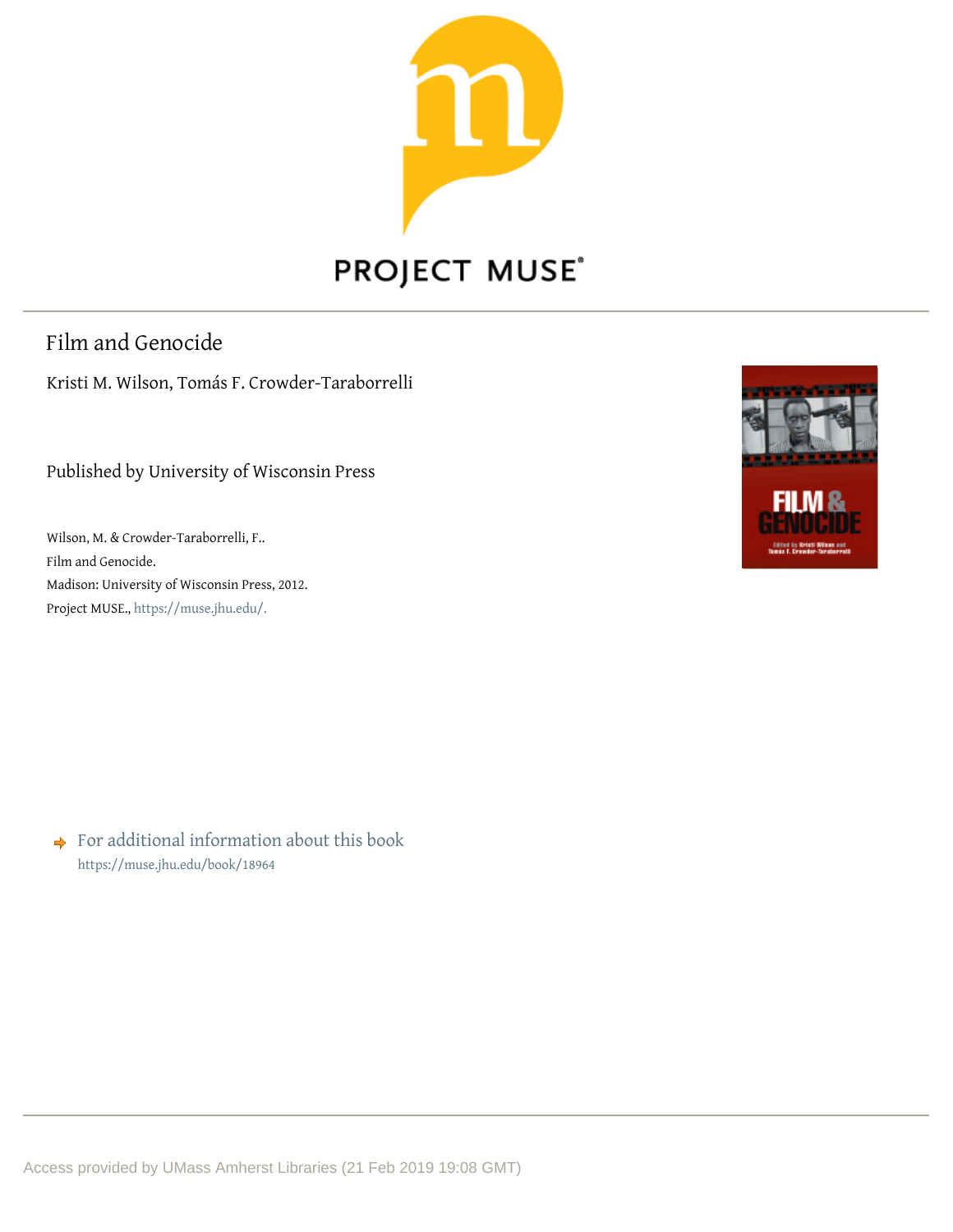PROJECT MUSE®

# Film and Genocide

Kristi M. Wilson, Tomás F. Crowder-Taraborrelli

Published by University of Wisconsin Press

Wilson, M. & Crowder-Taraborrelli, F..
Film and Genocide.
Madison: University of Wisconsin Press, 2012.
Project MUSE., https://muse.jhu.edu/.

For additional information about this book
https://muse.jhu.edu/book/18964

Access provided by UMass Amherst Libraries (21 Feb 2019 19:08 GMT)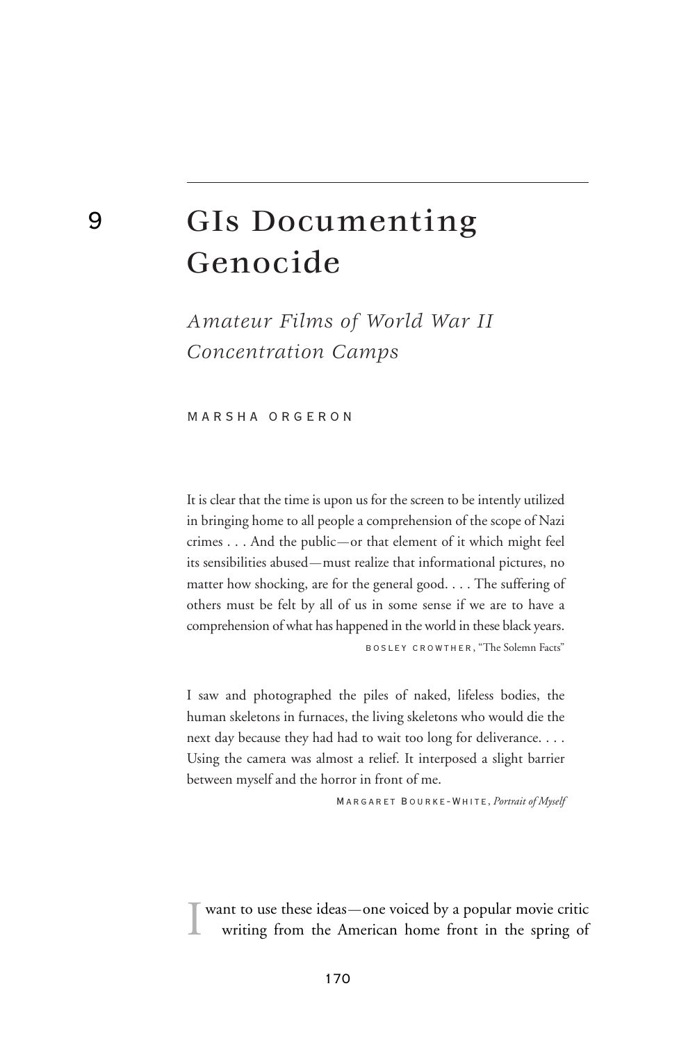# 9 GIs Documenting Genocide

## *Amateur Films of World War II Concentration Camps*

MARSHA ORGERON

> It is clear that the time is upon us for the screen to be intently utilized in bringing home to all people a comprehension of the scope of Nazi crimes . . . And the public—or that element of it which might feel its sensibilities abused—must realize that informational pictures, no matter how shocking, are for the general good. . . . The suffering of others must be felt by all of us in some sense if we are to have a comprehension of what has happened in the world in these black years.
>
> BOSLEY CROWTHER, "The Solemn Facts"

> I saw and photographed the piles of naked, lifeless bodies, the human skeletons in furnaces, the living skeletons who would die the next day because they had had to wait too long for deliverance. . . . Using the camera was almost a relief. It interposed a slight barrier between myself and the horror in front of me.
>
> MARGARET BOURKE-WHITE, *Portrait of Myself*

I want to use these ideas—one voiced by a popular movie critic writing from the American home front in the spring of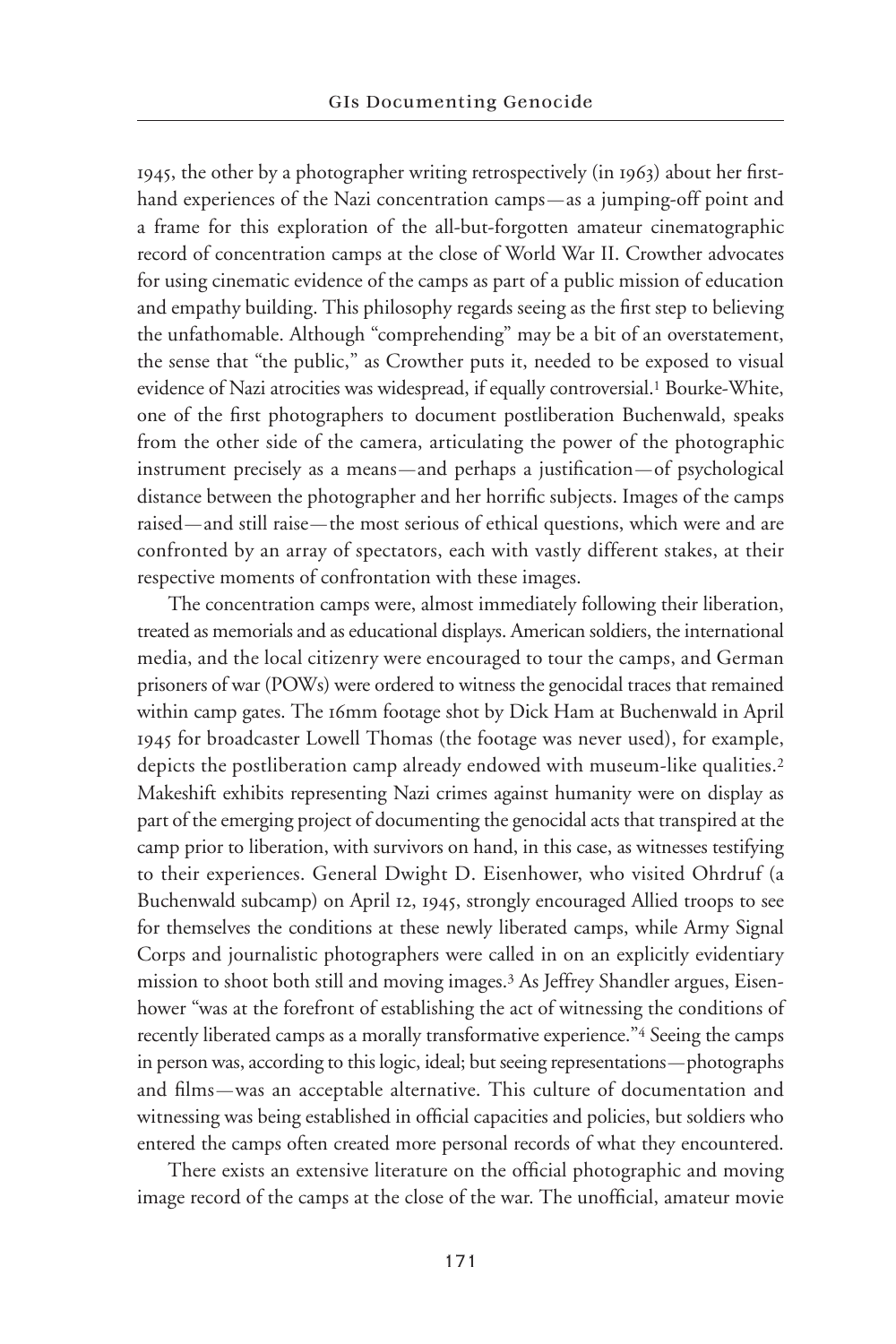1945, the other by a photographer writing retrospectively (in 1963) about her first-hand experiences of the Nazi concentration camps—as a jumping-off point and a frame for this exploration of the all-but-forgotten amateur cinematographic record of concentration camps at the close of World War II. Crowther advocates for using cinematic evidence of the camps as part of a public mission of education and empathy building. This philosophy regards seeing as the first step to believing the unfathomable. Although "comprehending" may be a bit of an overstatement, the sense that "the public," as Crowther puts it, needed to be exposed to visual evidence of Nazi atrocities was widespread, if equally controversial.[1] Bourke-White, one of the first photographers to document postliberation Buchenwald, speaks from the other side of the camera, articulating the power of the photographic instrument precisely as a means—and perhaps a justification—of psychological distance between the photographer and her horrific subjects. Images of the camps raised—and still raise—the most serious of ethical questions, which were and are confronted by an array of spectators, each with vastly different stakes, at their respective moments of confrontation with these images.

The concentration camps were, almost immediately following their liberation, treated as memorials and as educational displays. American soldiers, the international media, and the local citizenry were encouraged to tour the camps, and German prisoners of war (POWs) were ordered to witness the genocidal traces that remained within camp gates. The 16mm footage shot by Dick Ham at Buchenwald in April 1945 for broadcaster Lowell Thomas (the footage was never used), for example, depicts the postliberation camp already endowed with museum-like qualities.[2] Makeshift exhibits representing Nazi crimes against humanity were on display as part of the emerging project of documenting the genocidal acts that transpired at the camp prior to liberation, with survivors on hand, in this case, as witnesses testifying to their experiences. General Dwight D. Eisenhower, who visited Ohrdruf (a Buchenwald subcamp) on April 12, 1945, strongly encouraged Allied troops to see for themselves the conditions at these newly liberated camps, while Army Signal Corps and journalistic photographers were called in on an explicitly evidentiary mission to shoot both still and moving images.[3] As Jeffrey Shandler argues, Eisenhower "was at the forefront of establishing the act of witnessing the conditions of recently liberated camps as a morally transformative experience."[4] Seeing the camps in person was, according to this logic, ideal; but seeing representations—photographs and films—was an acceptable alternative. This culture of documentation and witnessing was being established in official capacities and policies, but soldiers who entered the camps often created more personal records of what they encountered.

There exists an extensive literature on the official photographic and moving image record of the camps at the close of the war. The unofficial, amateur movie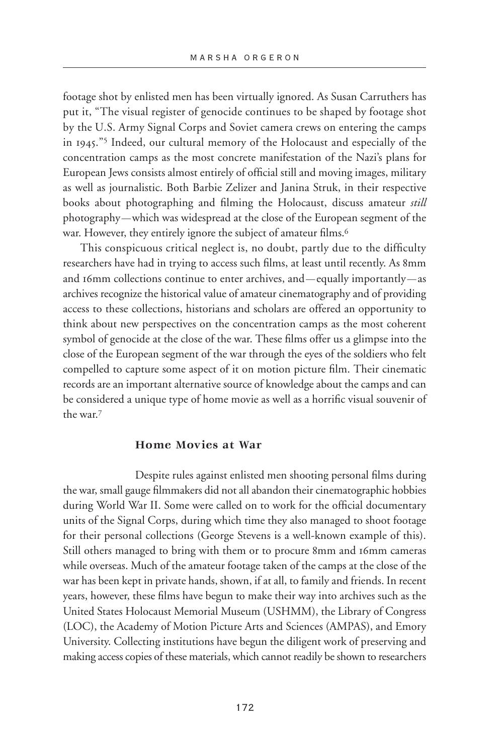footage shot by enlisted men has been virtually ignored. As Susan Carruthers has put it, "The visual register of genocide continues to be shaped by footage shot by the U.S. Army Signal Corps and Soviet camera crews on entering the camps in 1945."[5] Indeed, our cultural memory of the Holocaust and especially of the concentration camps as the most concrete manifestation of the Nazi's plans for European Jews consists almost entirely of official still and moving images, military as well as journalistic. Both Barbie Zelizer and Janina Struk, in their respective books about photographing and filming the Holocaust, discuss amateur *still* photography—which was widespread at the close of the European segment of the war. However, they entirely ignore the subject of amateur films.[6]

This conspicuous critical neglect is, no doubt, partly due to the difficulty researchers have had in trying to access such films, at least until recently. As 8mm and 16mm collections continue to enter archives, and—equally importantly—as archives recognize the historical value of amateur cinematography and of providing access to these collections, historians and scholars are offered an opportunity to think about new perspectives on the concentration camps as the most coherent symbol of genocide at the close of the war. These films offer us a glimpse into the close of the European segment of the war through the eyes of the soldiers who felt compelled to capture some aspect of it on motion picture film. Their cinematic records are an important alternative source of knowledge about the camps and can be considered a unique type of home movie as well as a horrific visual souvenir of the war.[7]

## Home Movies at War

Despite rules against enlisted men shooting personal films during the war, small gauge filmmakers did not all abandon their cinematographic hobbies during World War II. Some were called on to work for the official documentary units of the Signal Corps, during which time they also managed to shoot footage for their personal collections (George Stevens is a well-known example of this). Still others managed to bring with them or to procure 8mm and 16mm cameras while overseas. Much of the amateur footage taken of the camps at the close of the war has been kept in private hands, shown, if at all, to family and friends. In recent years, however, these films have begun to make their way into archives such as the United States Holocaust Memorial Museum (USHMM), the Library of Congress (LOC), the Academy of Motion Picture Arts and Sciences (AMPAS), and Emory University. Collecting institutions have begun the diligent work of preserving and making access copies of these materials, which cannot readily be shown to researchers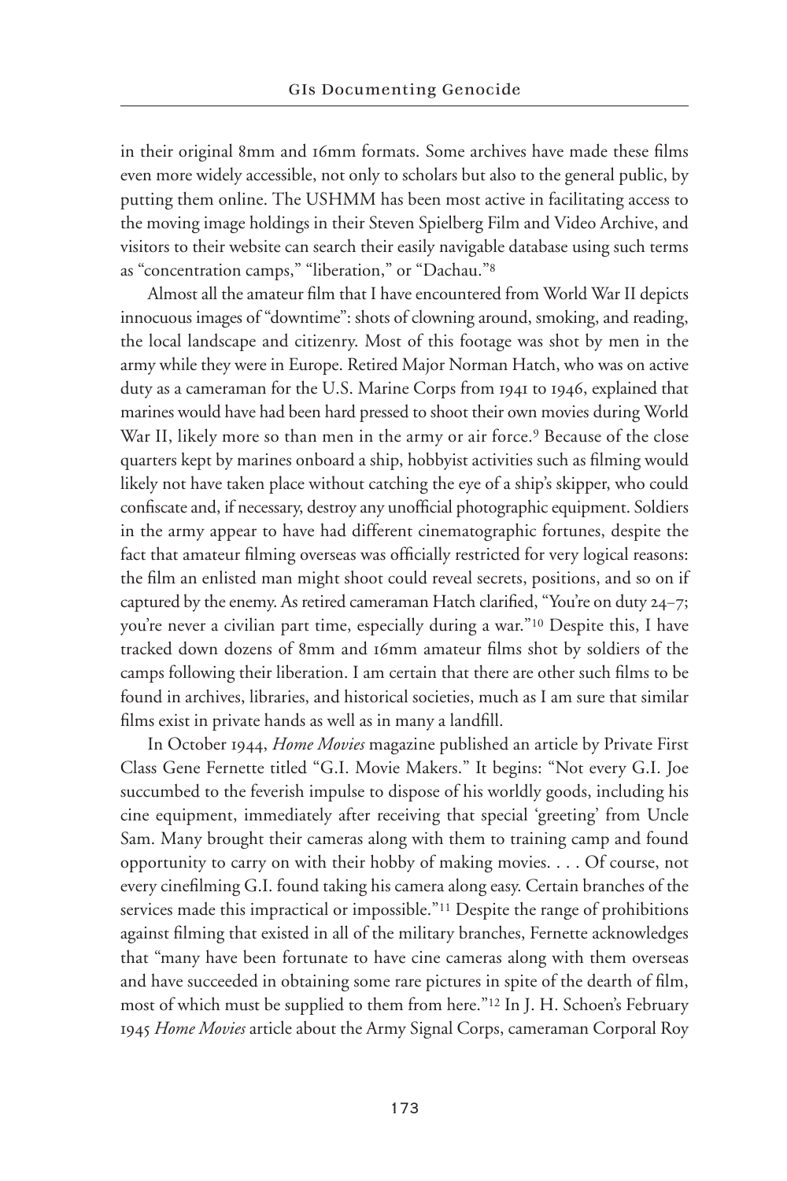in their original 8mm and 16mm formats. Some archives have made these films even more widely accessible, not only to scholars but also to the general public, by putting them online. The USHMM has been most active in facilitating access to the moving image holdings in their Steven Spielberg Film and Video Archive, and visitors to their website can search their easily navigable database using such terms as "concentration camps," "liberation," or "Dachau."[8]

Almost all the amateur film that I have encountered from World War II depicts innocuous images of "downtime": shots of clowning around, smoking, and reading, the local landscape and citizenry. Most of this footage was shot by men in the army while they were in Europe. Retired Major Norman Hatch, who was on active duty as a cameraman for the U.S. Marine Corps from 1941 to 1946, explained that marines would have had been hard pressed to shoot their own movies during World War II, likely more so than men in the army or air force.[9] Because of the close quarters kept by marines onboard a ship, hobbyist activities such as filming would likely not have taken place without catching the eye of a ship's skipper, who could confiscate and, if necessary, destroy any unofficial photographic equipment. Soldiers in the army appear to have had different cinematographic fortunes, despite the fact that amateur filming overseas was officially restricted for very logical reasons: the film an enlisted man might shoot could reveal secrets, positions, and so on if captured by the enemy. As retired cameraman Hatch clarified, "You're on duty 24–7; you're never a civilian part time, especially during a war."[10] Despite this, I have tracked down dozens of 8mm and 16mm amateur films shot by soldiers of the camps following their liberation. I am certain that there are other such films to be found in archives, libraries, and historical societies, much as I am sure that similar films exist in private hands as well as in many a landfill.

In October 1944, *Home Movies* magazine published an article by Private First Class Gene Fernette titled "G.I. Movie Makers." It begins: "Not every G.I. Joe succumbed to the feverish impulse to dispose of his worldly goods, including his cine equipment, immediately after receiving that special 'greeting' from Uncle Sam. Many brought their cameras along with them to training camp and found opportunity to carry on with their hobby of making movies. . . . Of course, not every cinefilming G.I. found taking his camera along easy. Certain branches of the services made this impractical or impossible."[11] Despite the range of prohibitions against filming that existed in all of the military branches, Fernette acknowledges that "many have been fortunate to have cine cameras along with them overseas and have succeeded in obtaining some rare pictures in spite of the dearth of film, most of which must be supplied to them from here."[12] In J. H. Schoen's February 1945 *Home Movies* article about the Army Signal Corps, cameraman Corporal Roy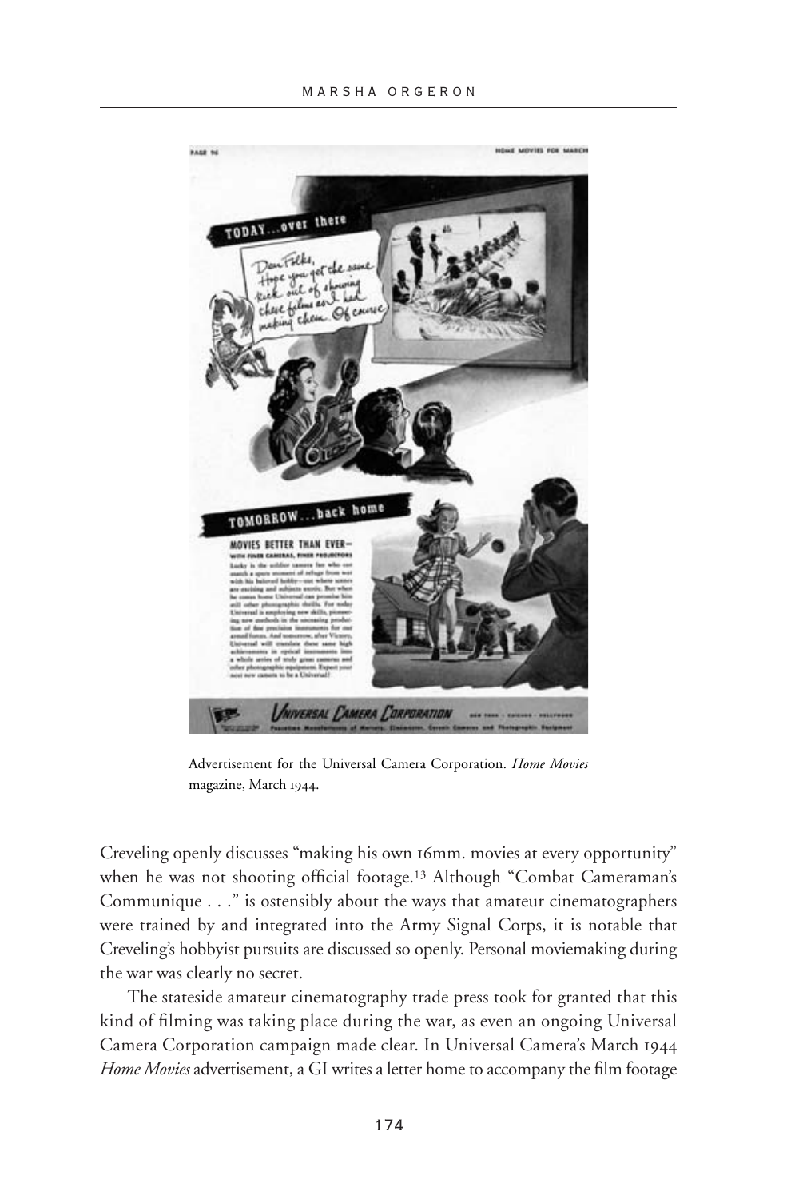Advertisement for the Universal Camera Corporation. *Home Movies* magazine, March 1944.

Creveling openly discusses "making his own 16mm. movies at every opportunity" when he was not shooting official footage.[13] Although "Combat Cameraman's Communique . . ." is ostensibly about the ways that amateur cinematographers were trained by and integrated into the Army Signal Corps, it is notable that Creveling's hobbyist pursuits are discussed so openly. Personal moviemaking during the war was clearly no secret.

The stateside amateur cinematography trade press took for granted that this kind of filming was taking place during the war, as even an ongoing Universal Camera Corporation campaign made clear. In Universal Camera's March 1944 *Home Movies* advertisement, a GI writes a letter home to accompany the film footage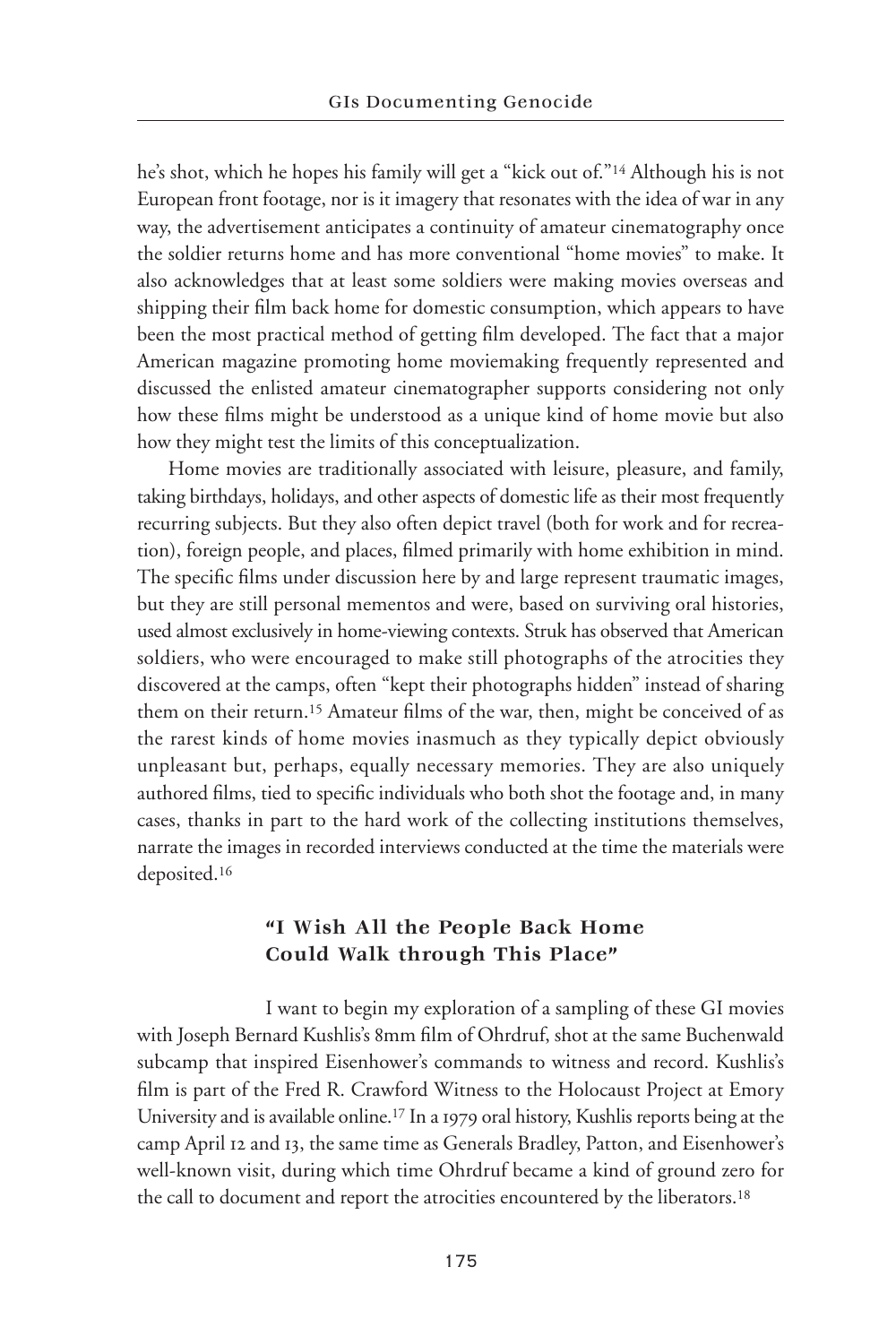he's shot, which he hopes his family will get a "kick out of."[14] Although his is not European front footage, nor is it imagery that resonates with the idea of war in any way, the advertisement anticipates a continuity of amateur cinematography once the soldier returns home and has more conventional "home movies" to make. It also acknowledges that at least some soldiers were making movies overseas and shipping their film back home for domestic consumption, which appears to have been the most practical method of getting film developed. The fact that a major American magazine promoting home moviemaking frequently represented and discussed the enlisted amateur cinematographer supports considering not only how these films might be understood as a unique kind of home movie but also how they might test the limits of this conceptualization.

Home movies are traditionally associated with leisure, pleasure, and family, taking birthdays, holidays, and other aspects of domestic life as their most frequently recurring subjects. But they also often depict travel (both for work and for recreation), foreign people, and places, filmed primarily with home exhibition in mind. The specific films under discussion here by and large represent traumatic images, but they are still personal mementos and were, based on surviving oral histories, used almost exclusively in home-viewing contexts. Struk has observed that American soldiers, who were encouraged to make still photographs of the atrocities they discovered at the camps, often "kept their photographs hidden" instead of sharing them on their return.[15] Amateur films of the war, then, might be conceived of as the rarest kinds of home movies inasmuch as they typically depict obviously unpleasant but, perhaps, equally necessary memories. They are also uniquely authored films, tied to specific individuals who both shot the footage and, in many cases, thanks in part to the hard work of the collecting institutions themselves, narrate the images in recorded interviews conducted at the time the materials were deposited.[16]

## "I Wish All the People Back Home Could Walk through This Place"

I want to begin my exploration of a sampling of these GI movies with Joseph Bernard Kushlis's 8mm film of Ohrdruf, shot at the same Buchenwald subcamp that inspired Eisenhower's commands to witness and record. Kushlis's film is part of the Fred R. Crawford Witness to the Holocaust Project at Emory University and is available online.[17] In a 1979 oral history, Kushlis reports being at the camp April 12 and 13, the same time as Generals Bradley, Patton, and Eisenhower's well-known visit, during which time Ohrdruf became a kind of ground zero for the call to document and report the atrocities encountered by the liberators.[18]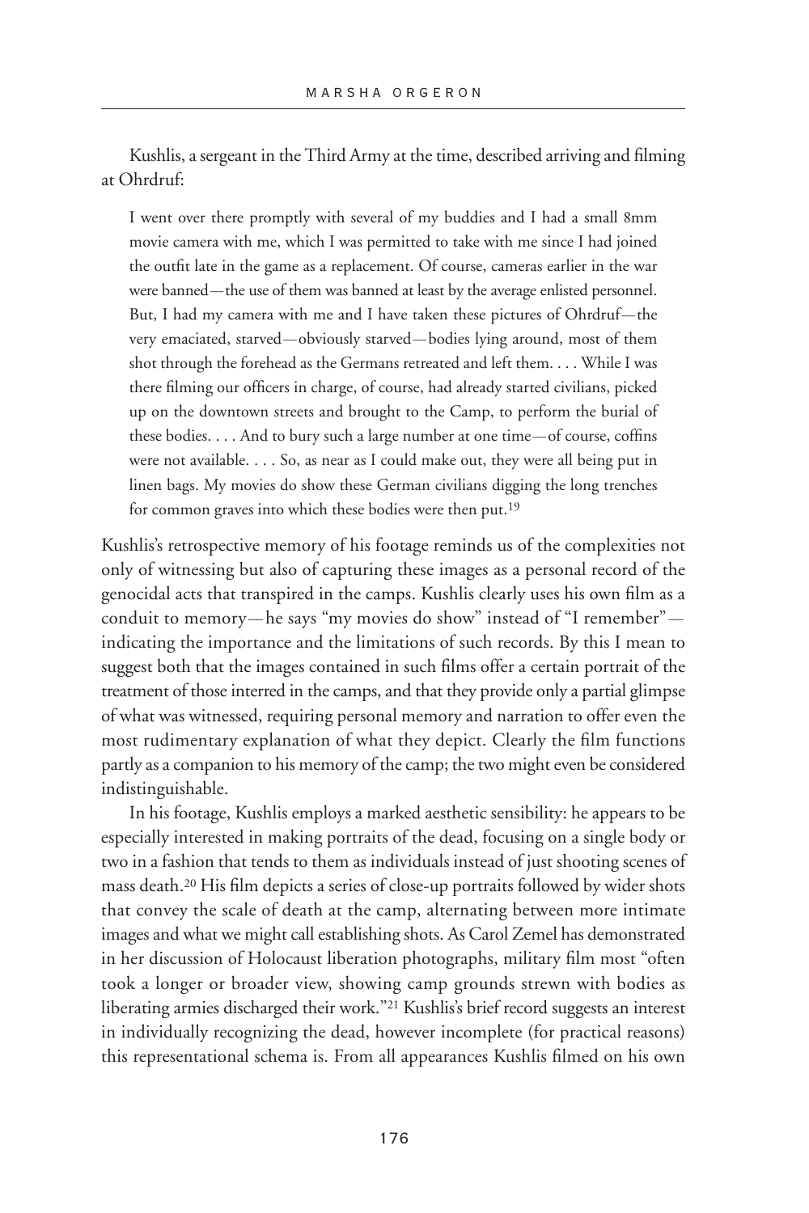Kushlis, a sergeant in the Third Army at the time, described arriving and filming at Ohrdruf:

> I went over there promptly with several of my buddies and I had a small 8mm movie camera with me, which I was permitted to take with me since I had joined the outfit late in the game as a replacement. Of course, cameras earlier in the war were banned—the use of them was banned at least by the average enlisted personnel. But, I had my camera with me and I have taken these pictures of Ohrdruf—the very emaciated, starved—obviously starved—bodies lying around, most of them shot through the forehead as the Germans retreated and left them. . . . While I was there filming our officers in charge, of course, had already started civilians, picked up on the downtown streets and brought to the Camp, to perform the burial of these bodies. . . . And to bury such a large number at one time—of course, coffins were not available. . . . So, as near as I could make out, they were all being put in linen bags. My movies do show these German civilians digging the long trenches for common graves into which these bodies were then put.[19]

Kushlis's retrospective memory of his footage reminds us of the complexities not only of witnessing but also of capturing these images as a personal record of the genocidal acts that transpired in the camps. Kushlis clearly uses his own film as a conduit to memory—he says "my movies do show" instead of "I remember"—indicating the importance and the limitations of such records. By this I mean to suggest both that the images contained in such films offer a certain portrait of the treatment of those interred in the camps, and that they provide only a partial glimpse of what was witnessed, requiring personal memory and narration to offer even the most rudimentary explanation of what they depict. Clearly the film functions partly as a companion to his memory of the camp; the two might even be considered indistinguishable.

In his footage, Kushlis employs a marked aesthetic sensibility: he appears to be especially interested in making portraits of the dead, focusing on a single body or two in a fashion that tends to them as individuals instead of just shooting scenes of mass death.[20] His film depicts a series of close-up portraits followed by wider shots that convey the scale of death at the camp, alternating between more intimate images and what we might call establishing shots. As Carol Zemel has demonstrated in her discussion of Holocaust liberation photographs, military film most "often took a longer or broader view, showing camp grounds strewn with bodies as liberating armies discharged their work."[21] Kushlis's brief record suggests an interest in individually recognizing the dead, however incomplete (for practical reasons) this representational schema is. From all appearances Kushlis filmed on his own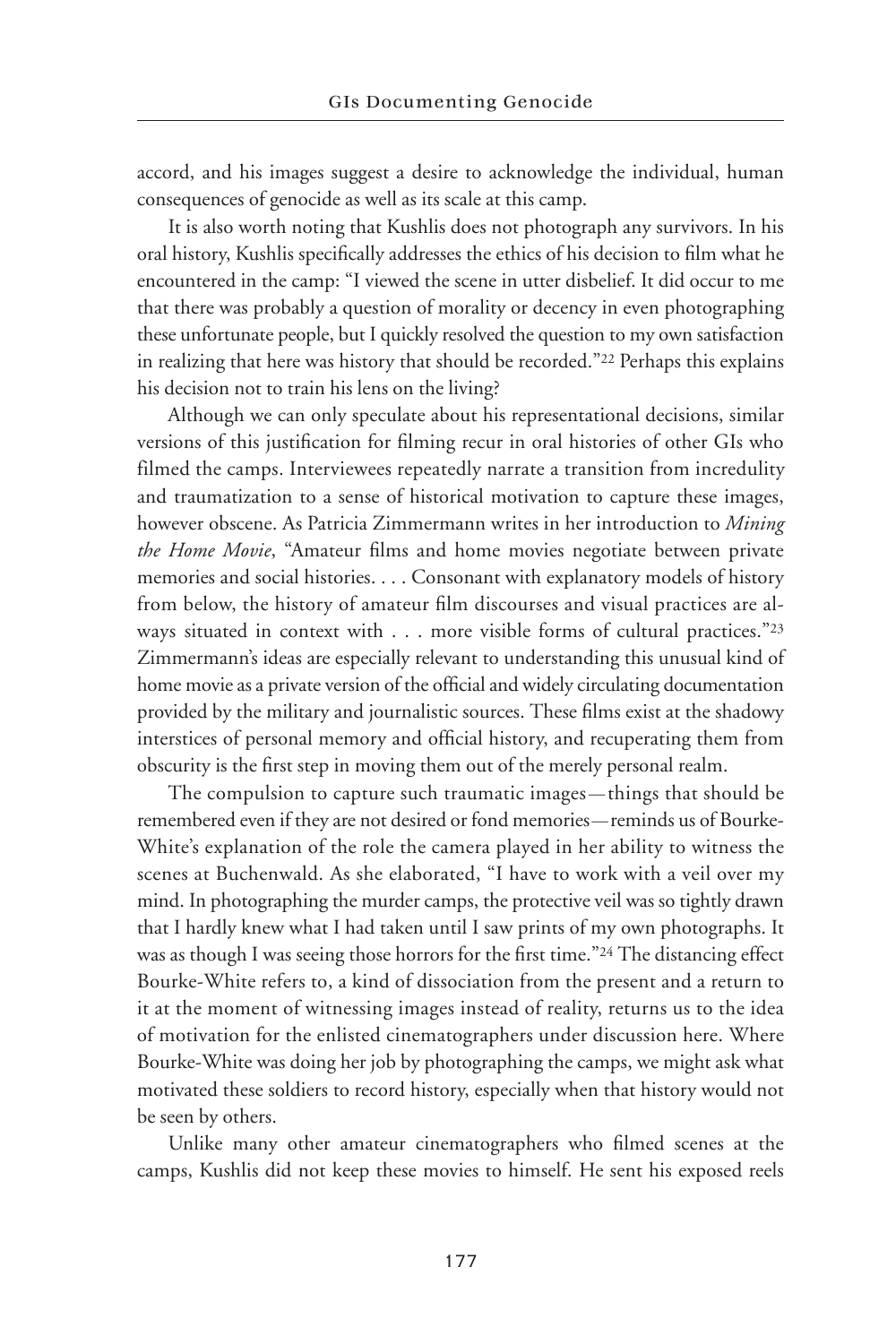accord, and his images suggest a desire to acknowledge the individual, human consequences of genocide as well as its scale at this camp.

It is also worth noting that Kushlis does not photograph any survivors. In his oral history, Kushlis specifically addresses the ethics of his decision to film what he encountered in the camp: "I viewed the scene in utter disbelief. It did occur to me that there was probably a question of morality or decency in even photographing these unfortunate people, but I quickly resolved the question to my own satisfaction in realizing that here was history that should be recorded."[22] Perhaps this explains his decision not to train his lens on the living?

Although we can only speculate about his representational decisions, similar versions of this justification for filming recur in oral histories of other GIs who filmed the camps. Interviewees repeatedly narrate a transition from incredulity and traumatization to a sense of historical motivation to capture these images, however obscene. As Patricia Zimmermann writes in her introduction to *Mining the Home Movie*, "Amateur films and home movies negotiate between private memories and social histories. . . . Consonant with explanatory models of history from below, the history of amateur film discourses and visual practices are always situated in context with . . . more visible forms of cultural practices."[23] Zimmermann's ideas are especially relevant to understanding this unusual kind of home movie as a private version of the official and widely circulating documentation provided by the military and journalistic sources. These films exist at the shadowy interstices of personal memory and official history, and recuperating them from obscurity is the first step in moving them out of the merely personal realm.

The compulsion to capture such traumatic images—things that should be remembered even if they are not desired or fond memories—reminds us of Bourke-White's explanation of the role the camera played in her ability to witness the scenes at Buchenwald. As she elaborated, "I have to work with a veil over my mind. In photographing the murder camps, the protective veil was so tightly drawn that I hardly knew what I had taken until I saw prints of my own photographs. It was as though I was seeing those horrors for the first time."[24] The distancing effect Bourke-White refers to, a kind of dissociation from the present and a return to it at the moment of witnessing images instead of reality, returns us to the idea of motivation for the enlisted cinematographers under discussion here. Where Bourke-White was doing her job by photographing the camps, we might ask what motivated these soldiers to record history, especially when that history would not be seen by others.

Unlike many other amateur cinematographers who filmed scenes at the camps, Kushlis did not keep these movies to himself. He sent his exposed reels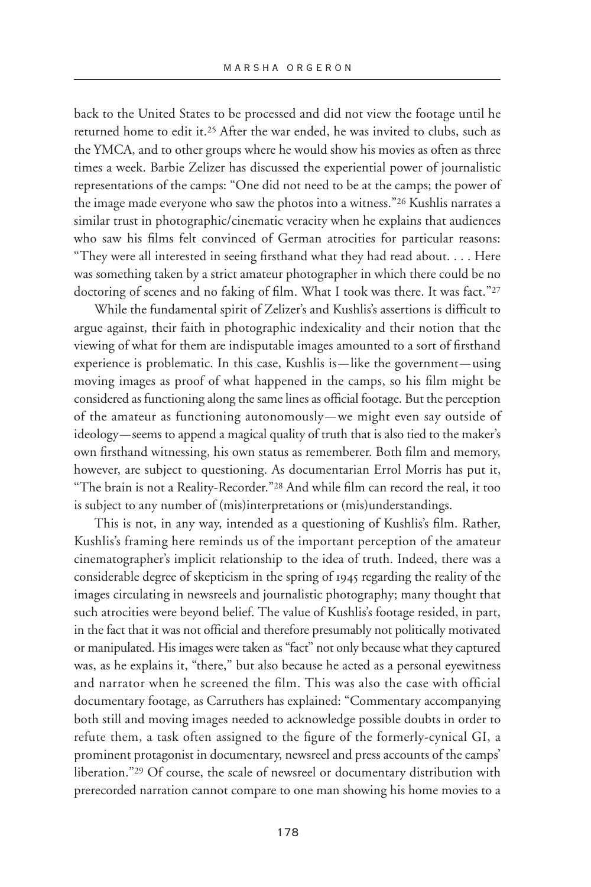back to the United States to be processed and did not view the footage until he returned home to edit it.[25] After the war ended, he was invited to clubs, such as the YMCA, and to other groups where he would show his movies as often as three times a week. Barbie Zelizer has discussed the experiential power of journalistic representations of the camps: "One did not need to be at the camps; the power of the image made everyone who saw the photos into a witness."[26] Kushlis narrates a similar trust in photographic/cinematic veracity when he explains that audiences who saw his films felt convinced of German atrocities for particular reasons: "They were all interested in seeing firsthand what they had read about. . . . Here was something taken by a strict amateur photographer in which there could be no doctoring of scenes and no faking of film. What I took was there. It was fact."[27]

While the fundamental spirit of Zelizer's and Kushlis's assertions is difficult to argue against, their faith in photographic indexicality and their notion that the viewing of what for them are indisputable images amounted to a sort of firsthand experience is problematic. In this case, Kushlis is—like the government—using moving images as proof of what happened in the camps, so his film might be considered as functioning along the same lines as official footage. But the perception of the amateur as functioning autonomously—we might even say outside of ideology—seems to append a magical quality of truth that is also tied to the maker's own firsthand witnessing, his own status as rememberer. Both film and memory, however, are subject to questioning. As documentarian Errol Morris has put it, "The brain is not a Reality-Recorder."[28] And while film can record the real, it too is subject to any number of (mis)interpretations or (mis)understandings.

This is not, in any way, intended as a questioning of Kushlis's film. Rather, Kushlis's framing here reminds us of the important perception of the amateur cinematographer's implicit relationship to the idea of truth. Indeed, there was a considerable degree of skepticism in the spring of 1945 regarding the reality of the images circulating in newsreels and journalistic photography; many thought that such atrocities were beyond belief. The value of Kushlis's footage resided, in part, in the fact that it was not official and therefore presumably not politically motivated or manipulated. His images were taken as "fact" not only because what they captured was, as he explains it, "there," but also because he acted as a personal eyewitness and narrator when he screened the film. This was also the case with official documentary footage, as Carruthers has explained: "Commentary accompanying both still and moving images needed to acknowledge possible doubts in order to refute them, a task often assigned to the figure of the formerly-cynical GI, a prominent protagonist in documentary, newsreel and press accounts of the camps' liberation."[29] Of course, the scale of newsreel or documentary distribution with prerecorded narration cannot compare to one man showing his home movies to a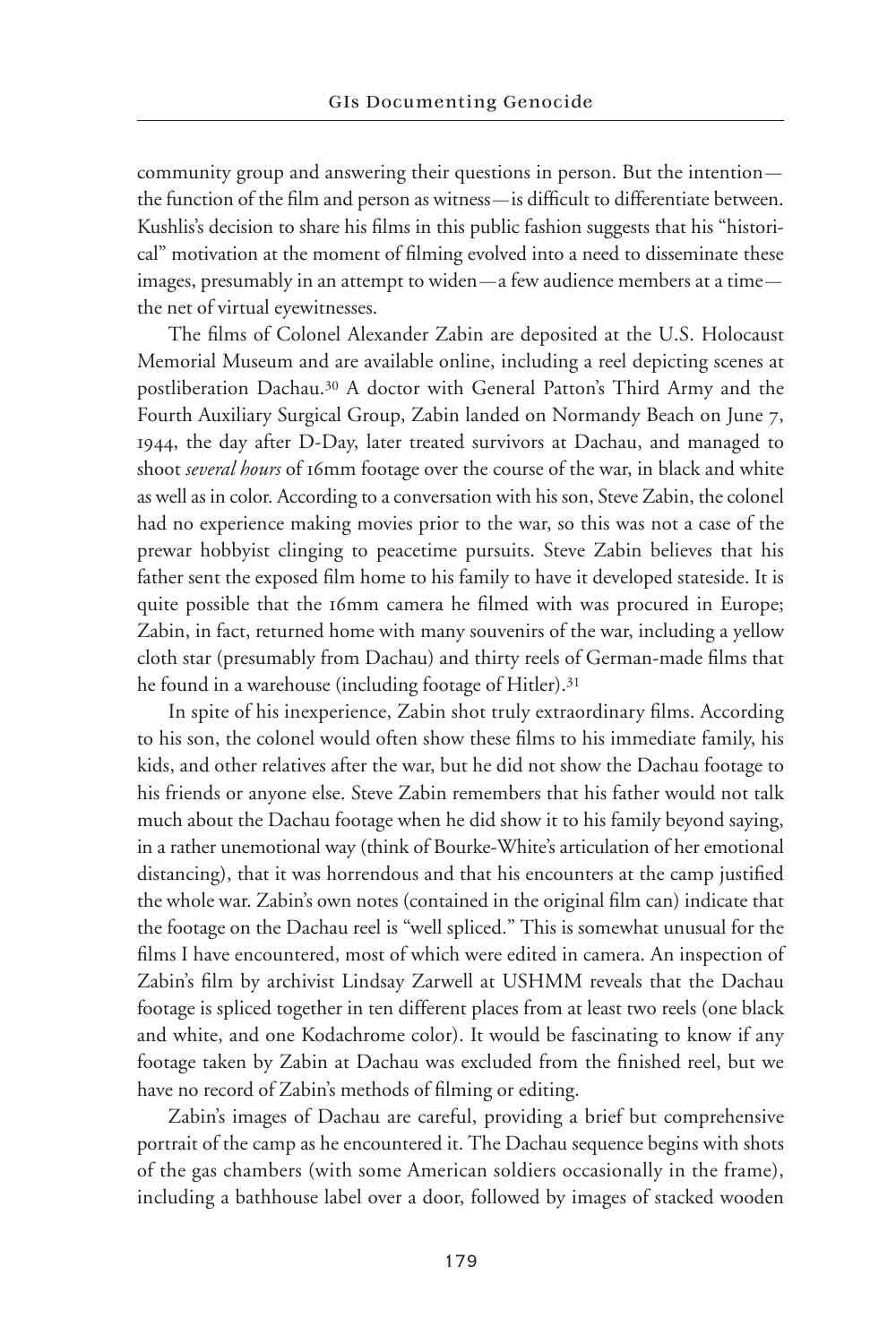community group and answering their questions in person. But the intention—the function of the film and person as witness—is difficult to differentiate between. Kushlis's decision to share his films in this public fashion suggests that his "historical" motivation at the moment of filming evolved into a need to disseminate these images, presumably in an attempt to widen—a few audience members at a time—the net of virtual eyewitnesses.

The films of Colonel Alexander Zabin are deposited at the U.S. Holocaust Memorial Museum and are available online, including a reel depicting scenes at postliberation Dachau.[30] A doctor with General Patton's Third Army and the Fourth Auxiliary Surgical Group, Zabin landed on Normandy Beach on June 7, 1944, the day after D-Day, later treated survivors at Dachau, and managed to shoot *several hours* of 16mm footage over the course of the war, in black and white as well as in color. According to a conversation with his son, Steve Zabin, the colonel had no experience making movies prior to the war, so this was not a case of the prewar hobbyist clinging to peacetime pursuits. Steve Zabin believes that his father sent the exposed film home to his family to have it developed stateside. It is quite possible that the 16mm camera he filmed with was procured in Europe; Zabin, in fact, returned home with many souvenirs of the war, including a yellow cloth star (presumably from Dachau) and thirty reels of German-made films that he found in a warehouse (including footage of Hitler).[31]

In spite of his inexperience, Zabin shot truly extraordinary films. According to his son, the colonel would often show these films to his immediate family, his kids, and other relatives after the war, but he did not show the Dachau footage to his friends or anyone else. Steve Zabin remembers that his father would not talk much about the Dachau footage when he did show it to his family beyond saying, in a rather unemotional way (think of Bourke-White's articulation of her emotional distancing), that it was horrendous and that his encounters at the camp justified the whole war. Zabin's own notes (contained in the original film can) indicate that the footage on the Dachau reel is "well spliced." This is somewhat unusual for the films I have encountered, most of which were edited in camera. An inspection of Zabin's film by archivist Lindsay Zarwell at USHMM reveals that the Dachau footage is spliced together in ten different places from at least two reels (one black and white, and one Kodachrome color). It would be fascinating to know if any footage taken by Zabin at Dachau was excluded from the finished reel, but we have no record of Zabin's methods of filming or editing.

Zabin's images of Dachau are careful, providing a brief but comprehensive portrait of the camp as he encountered it. The Dachau sequence begins with shots of the gas chambers (with some American soldiers occasionally in the frame), including a bathhouse label over a door, followed by images of stacked wooden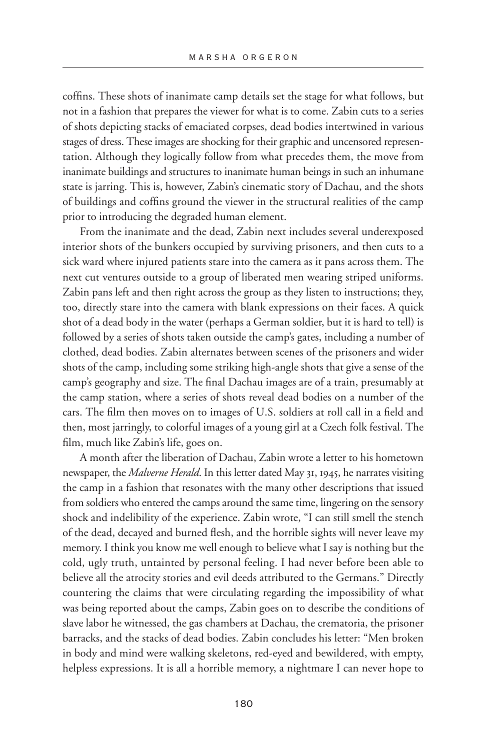coffins. These shots of inanimate camp details set the stage for what follows, but not in a fashion that prepares the viewer for what is to come. Zabin cuts to a series of shots depicting stacks of emaciated corpses, dead bodies intertwined in various stages of dress. These images are shocking for their graphic and uncensored representation. Although they logically follow from what precedes them, the move from inanimate buildings and structures to inanimate human beings in such an inhumane state is jarring. This is, however, Zabin's cinematic story of Dachau, and the shots of buildings and coffins ground the viewer in the structural realities of the camp prior to introducing the degraded human element.

From the inanimate and the dead, Zabin next includes several underexposed interior shots of the bunkers occupied by surviving prisoners, and then cuts to a sick ward where injured patients stare into the camera as it pans across them. The next cut ventures outside to a group of liberated men wearing striped uniforms. Zabin pans left and then right across the group as they listen to instructions; they, too, directly stare into the camera with blank expressions on their faces. A quick shot of a dead body in the water (perhaps a German soldier, but it is hard to tell) is followed by a series of shots taken outside the camp's gates, including a number of clothed, dead bodies. Zabin alternates between scenes of the prisoners and wider shots of the camp, including some striking high-angle shots that give a sense of the camp's geography and size. The final Dachau images are of a train, presumably at the camp station, where a series of shots reveal dead bodies on a number of the cars. The film then moves on to images of U.S. soldiers at roll call in a field and then, most jarringly, to colorful images of a young girl at a Czech folk festival. The film, much like Zabin's life, goes on.

A month after the liberation of Dachau, Zabin wrote a letter to his hometown newspaper, the *Malverne Herald*. In this letter dated May 31, 1945, he narrates visiting the camp in a fashion that resonates with the many other descriptions that issued from soldiers who entered the camps around the same time, lingering on the sensory shock and indelibility of the experience. Zabin wrote, "I can still smell the stench of the dead, decayed and burned flesh, and the horrible sights will never leave my memory. I think you know me well enough to believe what I say is nothing but the cold, ugly truth, untainted by personal feeling. I had never before been able to believe all the atrocity stories and evil deeds attributed to the Germans." Directly countering the claims that were circulating regarding the impossibility of what was being reported about the camps, Zabin goes on to describe the conditions of slave labor he witnessed, the gas chambers at Dachau, the crematoria, the prisoner barracks, and the stacks of dead bodies. Zabin concludes his letter: "Men broken in body and mind were walking skeletons, red-eyed and bewildered, with empty, helpless expressions. It is all a horrible memory, a nightmare I can never hope to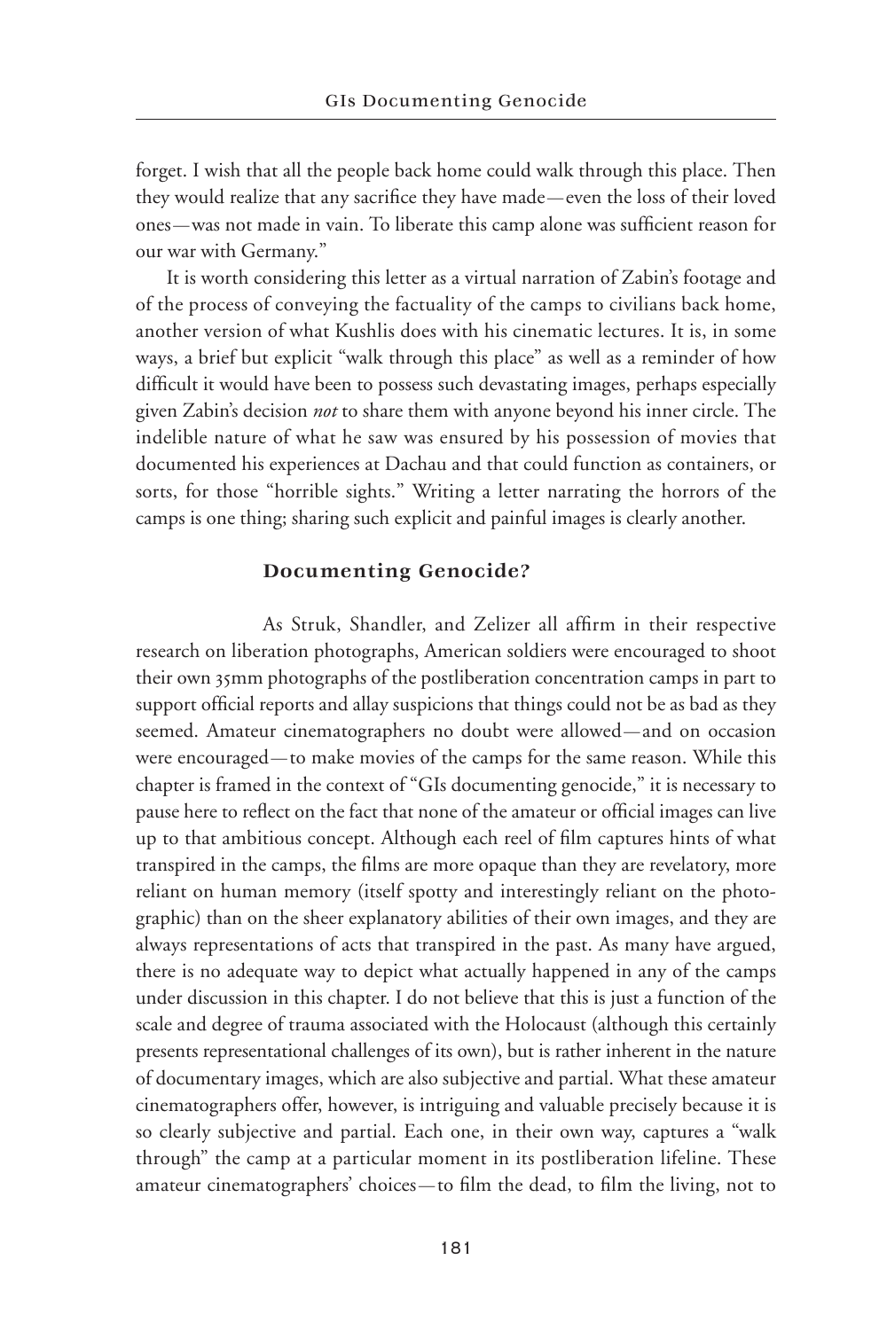forget. I wish that all the people back home could walk through this place. Then they would realize that any sacrifice they have made—even the loss of their loved ones—was not made in vain. To liberate this camp alone was sufficient reason for our war with Germany."

It is worth considering this letter as a virtual narration of Zabin's footage and of the process of conveying the factuality of the camps to civilians back home, another version of what Kushlis does with his cinematic lectures. It is, in some ways, a brief but explicit "walk through this place" as well as a reminder of how difficult it would have been to possess such devastating images, perhaps especially given Zabin's decision *not* to share them with anyone beyond his inner circle. The indelible nature of what he saw was ensured by his possession of movies that documented his experiences at Dachau and that could function as containers, or sorts, for those "horrible sights." Writing a letter narrating the horrors of the camps is one thing; sharing such explicit and painful images is clearly another.

### Documenting Genocide?

As Struk, Shandler, and Zelizer all affirm in their respective research on liberation photographs, American soldiers were encouraged to shoot their own 35mm photographs of the postliberation concentration camps in part to support official reports and allay suspicions that things could not be as bad as they seemed. Amateur cinematographers no doubt were allowed—and on occasion were encouraged—to make movies of the camps for the same reason. While this chapter is framed in the context of "GIs documenting genocide," it is necessary to pause here to reflect on the fact that none of the amateur or official images can live up to that ambitious concept. Although each reel of film captures hints of what transpired in the camps, the films are more opaque than they are revelatory, more reliant on human memory (itself spotty and interestingly reliant on the photographic) than on the sheer explanatory abilities of their own images, and they are always representations of acts that transpired in the past. As many have argued, there is no adequate way to depict what actually happened in any of the camps under discussion in this chapter. I do not believe that this is just a function of the scale and degree of trauma associated with the Holocaust (although this certainly presents representational challenges of its own), but is rather inherent in the nature of documentary images, which are also subjective and partial. What these amateur cinematographers offer, however, is intriguing and valuable precisely because it is so clearly subjective and partial. Each one, in their own way, captures a "walk through" the camp at a particular moment in its postliberation lifeline. These amateur cinematographers' choices—to film the dead, to film the living, not to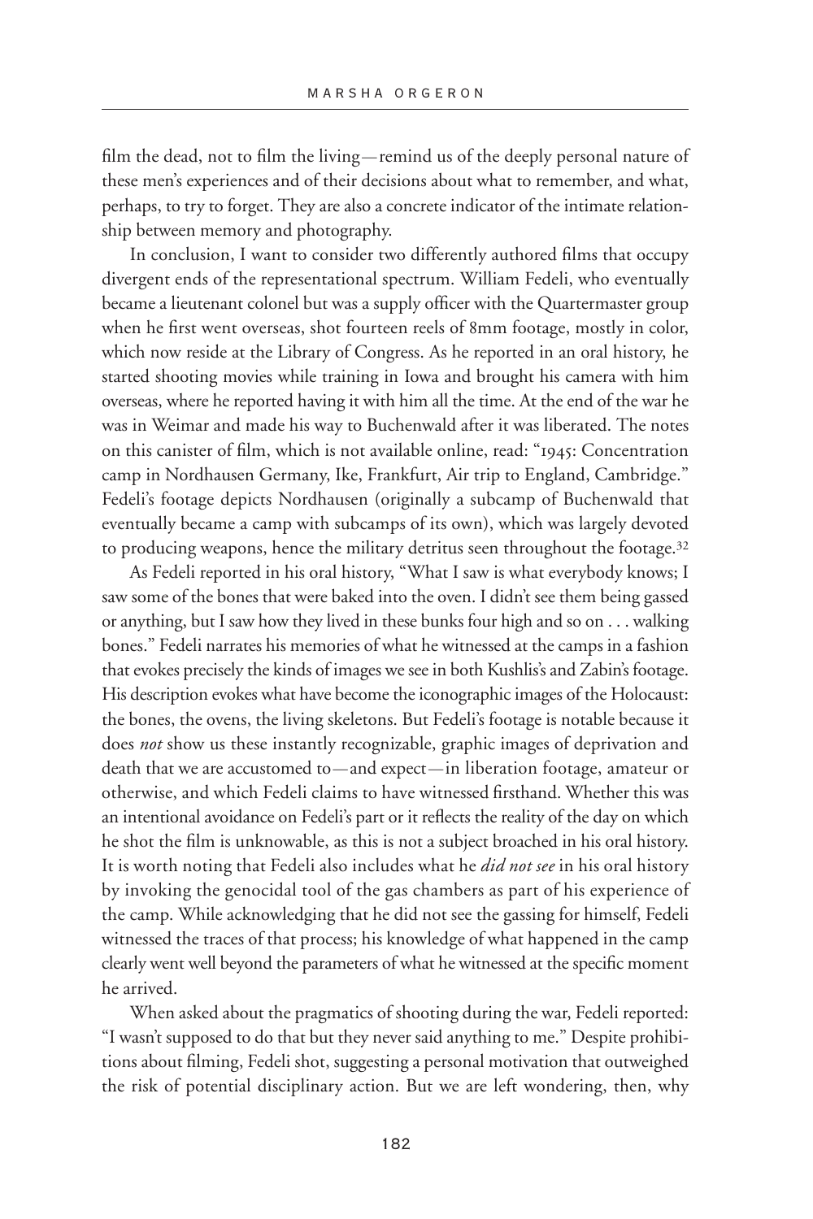film the dead, not to film the living—remind us of the deeply personal nature of these men's experiences and of their decisions about what to remember, and what, perhaps, to try to forget. They are also a concrete indicator of the intimate relationship between memory and photography.

In conclusion, I want to consider two differently authored films that occupy divergent ends of the representational spectrum. William Fedeli, who eventually became a lieutenant colonel but was a supply officer with the Quartermaster group when he first went overseas, shot fourteen reels of 8mm footage, mostly in color, which now reside at the Library of Congress. As he reported in an oral history, he started shooting movies while training in Iowa and brought his camera with him overseas, where he reported having it with him all the time. At the end of the war he was in Weimar and made his way to Buchenwald after it was liberated. The notes on this canister of film, which is not available online, read: "1945: Concentration camp in Nordhausen Germany, Ike, Frankfurt, Air trip to England, Cambridge." Fedeli's footage depicts Nordhausen (originally a subcamp of Buchenwald that eventually became a camp with subcamps of its own), which was largely devoted to producing weapons, hence the military detritus seen throughout the footage.[32]

As Fedeli reported in his oral history, "What I saw is what everybody knows; I saw some of the bones that were baked into the oven. I didn't see them being gassed or anything, but I saw how they lived in these bunks four high and so on . . . walking bones." Fedeli narrates his memories of what he witnessed at the camps in a fashion that evokes precisely the kinds of images we see in both Kushlis's and Zabin's footage. His description evokes what have become the iconographic images of the Holocaust: the bones, the ovens, the living skeletons. But Fedeli's footage is notable because it does *not* show us these instantly recognizable, graphic images of deprivation and death that we are accustomed to—and expect—in liberation footage, amateur or otherwise, and which Fedeli claims to have witnessed firsthand. Whether this was an intentional avoidance on Fedeli's part or it reflects the reality of the day on which he shot the film is unknowable, as this is not a subject broached in his oral history. It is worth noting that Fedeli also includes what he *did not see* in his oral history by invoking the genocidal tool of the gas chambers as part of his experience of the camp. While acknowledging that he did not see the gassing for himself, Fedeli witnessed the traces of that process; his knowledge of what happened in the camp clearly went well beyond the parameters of what he witnessed at the specific moment he arrived.

When asked about the pragmatics of shooting during the war, Fedeli reported: "I wasn't supposed to do that but they never said anything to me." Despite prohibitions about filming, Fedeli shot, suggesting a personal motivation that outweighed the risk of potential disciplinary action. But we are left wondering, then, why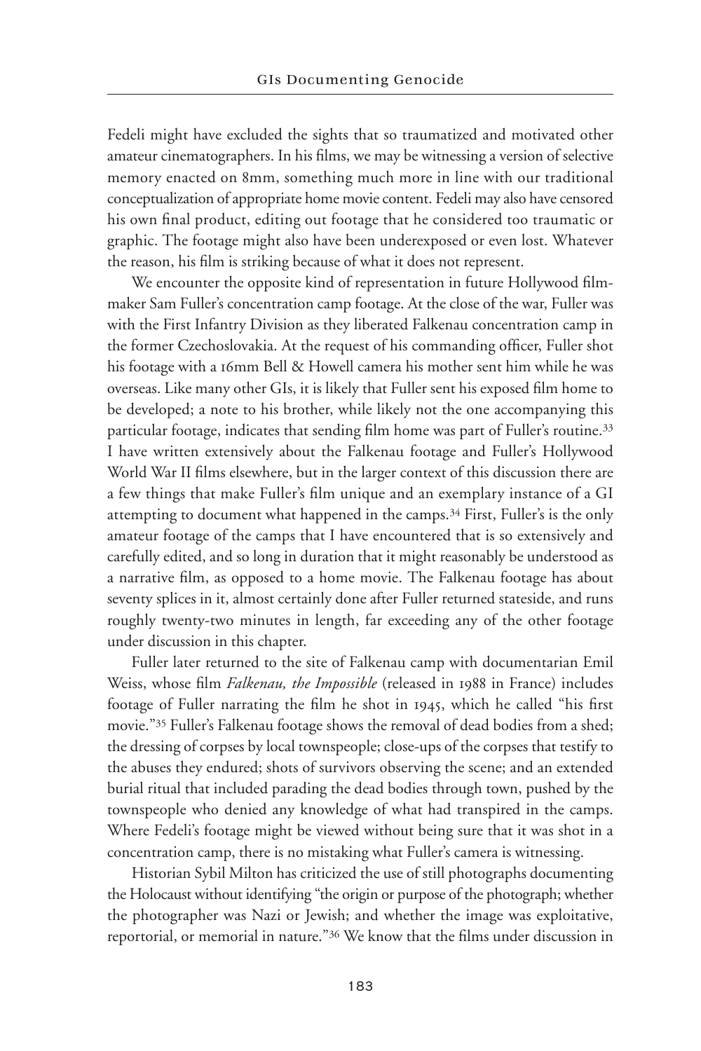Fedeli might have excluded the sights that so traumatized and motivated other amateur cinematographers. In his films, we may be witnessing a version of selective memory enacted on 8mm, something much more in line with our traditional conceptualization of appropriate home movie content. Fedeli may also have censored his own final product, editing out footage that he considered too traumatic or graphic. The footage might also have been underexposed or even lost. Whatever the reason, his film is striking because of what it does not represent.

We encounter the opposite kind of representation in future Hollywood filmmaker Sam Fuller's concentration camp footage. At the close of the war, Fuller was with the First Infantry Division as they liberated Falkenau concentration camp in the former Czechoslovakia. At the request of his commanding officer, Fuller shot his footage with a 16mm Bell & Howell camera his mother sent him while he was overseas. Like many other GIs, it is likely that Fuller sent his exposed film home to be developed; a note to his brother, while likely not the one accompanying this particular footage, indicates that sending film home was part of Fuller's routine.[33] I have written extensively about the Falkenau footage and Fuller's Hollywood World War II films elsewhere, but in the larger context of this discussion there are a few things that make Fuller's film unique and an exemplary instance of a GI attempting to document what happened in the camps.[34] First, Fuller's is the only amateur footage of the camps that I have encountered that is so extensively and carefully edited, and so long in duration that it might reasonably be understood as a narrative film, as opposed to a home movie. The Falkenau footage has about seventy splices in it, almost certainly done after Fuller returned stateside, and runs roughly twenty-two minutes in length, far exceeding any of the other footage under discussion in this chapter.

Fuller later returned to the site of Falkenau camp with documentarian Emil Weiss, whose film *Falkenau, the Impossible* (released in 1988 in France) includes footage of Fuller narrating the film he shot in 1945, which he called "his first movie."[35] Fuller's Falkenau footage shows the removal of dead bodies from a shed; the dressing of corpses by local townspeople; close-ups of the corpses that testify to the abuses they endured; shots of survivors observing the scene; and an extended burial ritual that included parading the dead bodies through town, pushed by the townspeople who denied any knowledge of what had transpired in the camps. Where Fedeli's footage might be viewed without being sure that it was shot in a concentration camp, there is no mistaking what Fuller's camera is witnessing.

Historian Sybil Milton has criticized the use of still photographs documenting the Holocaust without identifying "the origin or purpose of the photograph; whether the photographer was Nazi or Jewish; and whether the image was exploitative, reportorial, or memorial in nature."[36] We know that the films under discussion in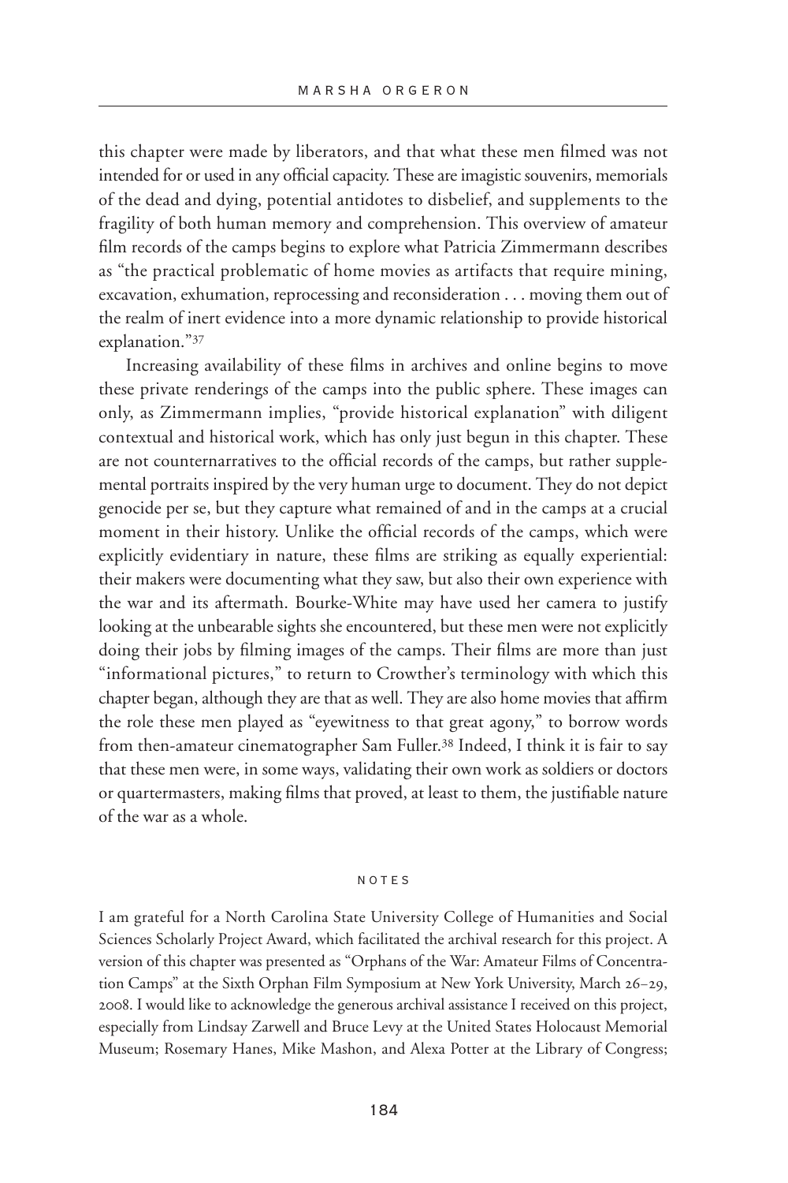this chapter were made by liberators, and that what these men filmed was not intended for or used in any official capacity. These are imagistic souvenirs, memorials of the dead and dying, potential antidotes to disbelief, and supplements to the fragility of both human memory and comprehension. This overview of amateur film records of the camps begins to explore what Patricia Zimmermann describes as "the practical problematic of home movies as artifacts that require mining, excavation, exhumation, reprocessing and reconsideration . . . moving them out of the realm of inert evidence into a more dynamic relationship to provide historical explanation."[37]

Increasing availability of these films in archives and online begins to move these private renderings of the camps into the public sphere. These images can only, as Zimmermann implies, "provide historical explanation" with diligent contextual and historical work, which has only just begun in this chapter. These are not counternarratives to the official records of the camps, but rather supplemental portraits inspired by the very human urge to document. They do not depict genocide per se, but they capture what remained of and in the camps at a crucial moment in their history. Unlike the official records of the camps, which were explicitly evidentiary in nature, these films are striking as equally experiential: their makers were documenting what they saw, but also their own experience with the war and its aftermath. Bourke-White may have used her camera to justify looking at the unbearable sights she encountered, but these men were not explicitly doing their jobs by filming images of the camps. Their films are more than just "informational pictures," to return to Crowther's terminology with which this chapter began, although they are that as well. They are also home movies that affirm the role these men played as "eyewitness to that great agony," to borrow words from then-amateur cinematographer Sam Fuller.[38] Indeed, I think it is fair to say that these men were, in some ways, validating their own work as soldiers or doctors or quartermasters, making films that proved, at least to them, the justifiable nature of the war as a whole.

## NOTES

I am grateful for a North Carolina State University College of Humanities and Social Sciences Scholarly Project Award, which facilitated the archival research for this project. A version of this chapter was presented as "Orphans of the War: Amateur Films of Concentration Camps" at the Sixth Orphan Film Symposium at New York University, March 26–29, 2008. I would like to acknowledge the generous archival assistance I received on this project, especially from Lindsay Zarwell and Bruce Levy at the United States Holocaust Memorial Museum; Rosemary Hanes, Mike Mashon, and Alexa Potter at the Library of Congress;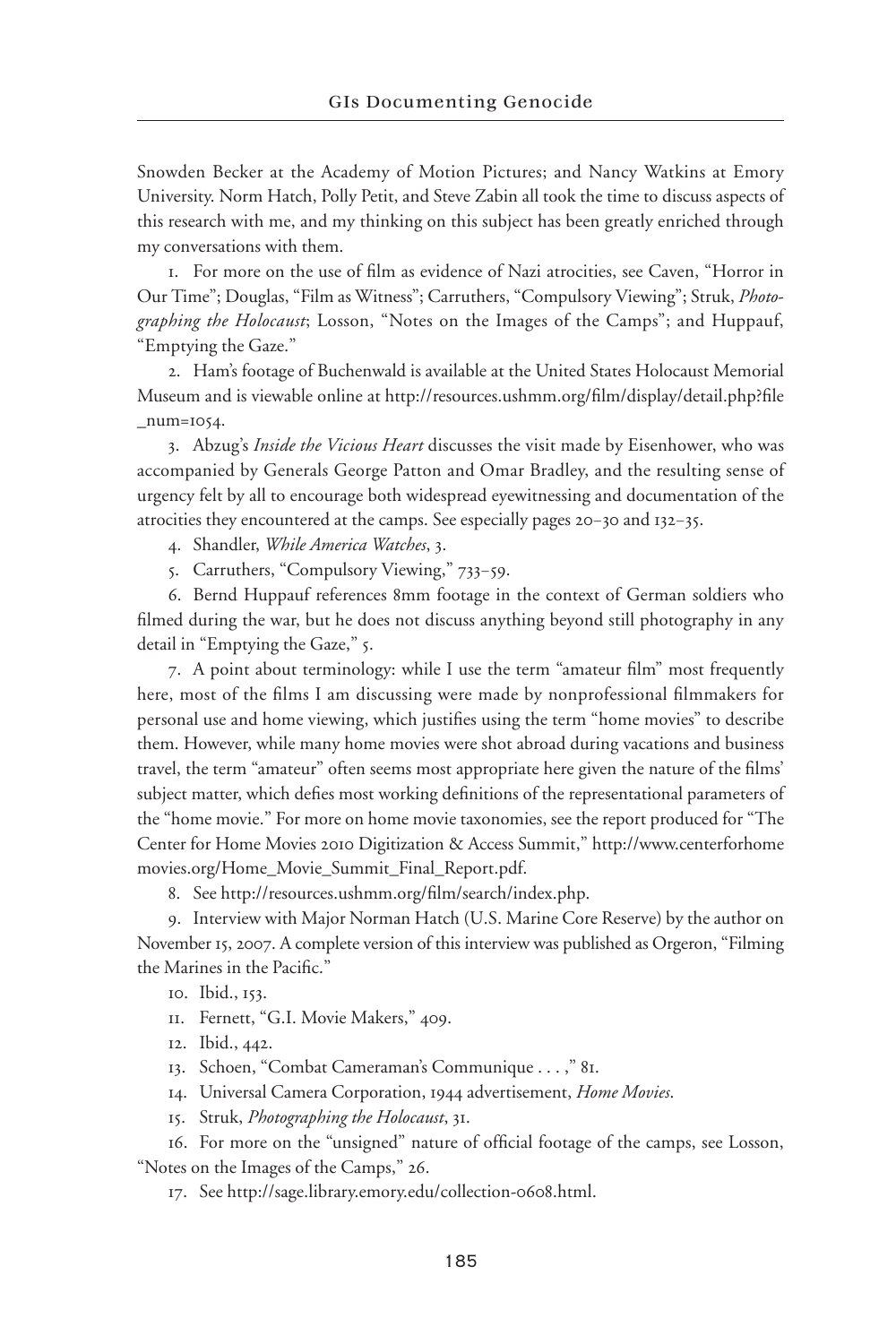Snowden Becker at the Academy of Motion Pictures; and Nancy Watkins at Emory University. Norm Hatch, Polly Petit, and Steve Zabin all took the time to discuss aspects of this research with me, and my thinking on this subject has been greatly enriched through my conversations with them.

1. For more on the use of film as evidence of Nazi atrocities, see Caven, "Horror in Our Time"; Douglas, "Film as Witness"; Carruthers, "Compulsory Viewing"; Struk, *Photographing the Holocaust*; Losson, "Notes on the Images of the Camps"; and Huppauf, "Emptying the Gaze."

2. Ham's footage of Buchenwald is available at the United States Holocaust Memorial Museum and is viewable online at http://resources.ushmm.org/film/display/detail.php?file_num=1054.

3. Abzug's *Inside the Vicious Heart* discusses the visit made by Eisenhower, who was accompanied by Generals George Patton and Omar Bradley, and the resulting sense of urgency felt by all to encourage both widespread eyewitnessing and documentation of the atrocities they encountered at the camps. See especially pages 20–30 and 132–35.

4. Shandler, *While America Watches*, 3.

5. Carruthers, "Compulsory Viewing," 733–59.

6. Bernd Huppauf references 8mm footage in the context of German soldiers who filmed during the war, but he does not discuss anything beyond still photography in any detail in "Emptying the Gaze," 5.

7. A point about terminology: while I use the term "amateur film" most frequently here, most of the films I am discussing were made by nonprofessional filmmakers for personal use and home viewing, which justifies using the term "home movies" to describe them. However, while many home movies were shot abroad during vacations and business travel, the term "amateur" often seems most appropriate here given the nature of the films' subject matter, which defies most working definitions of the representational parameters of the "home movie." For more on home movie taxonomies, see the report produced for "The Center for Home Movies 2010 Digitization & Access Summit," http://www.centerforhomemovies.org/Home_Movie_Summit_Final_Report.pdf.

8. See http://resources.ushmm.org/film/search/index.php.

9. Interview with Major Norman Hatch (U.S. Marine Core Reserve) by the author on November 15, 2007. A complete version of this interview was published as Orgeron, "Filming the Marines in the Pacific."

10. Ibid., 153.

11. Fernett, "G.I. Movie Makers," 409.

12. Ibid., 442.

13. Schoen, "Combat Cameraman's Communique . . . ," 81.

14. Universal Camera Corporation, 1944 advertisement, *Home Movies*.

15. Struk, *Photographing the Holocaust*, 31.

16. For more on the "unsigned" nature of official footage of the camps, see Losson, "Notes on the Images of the Camps," 26.

17. See http://sage.library.emory.edu/collection-0608.html.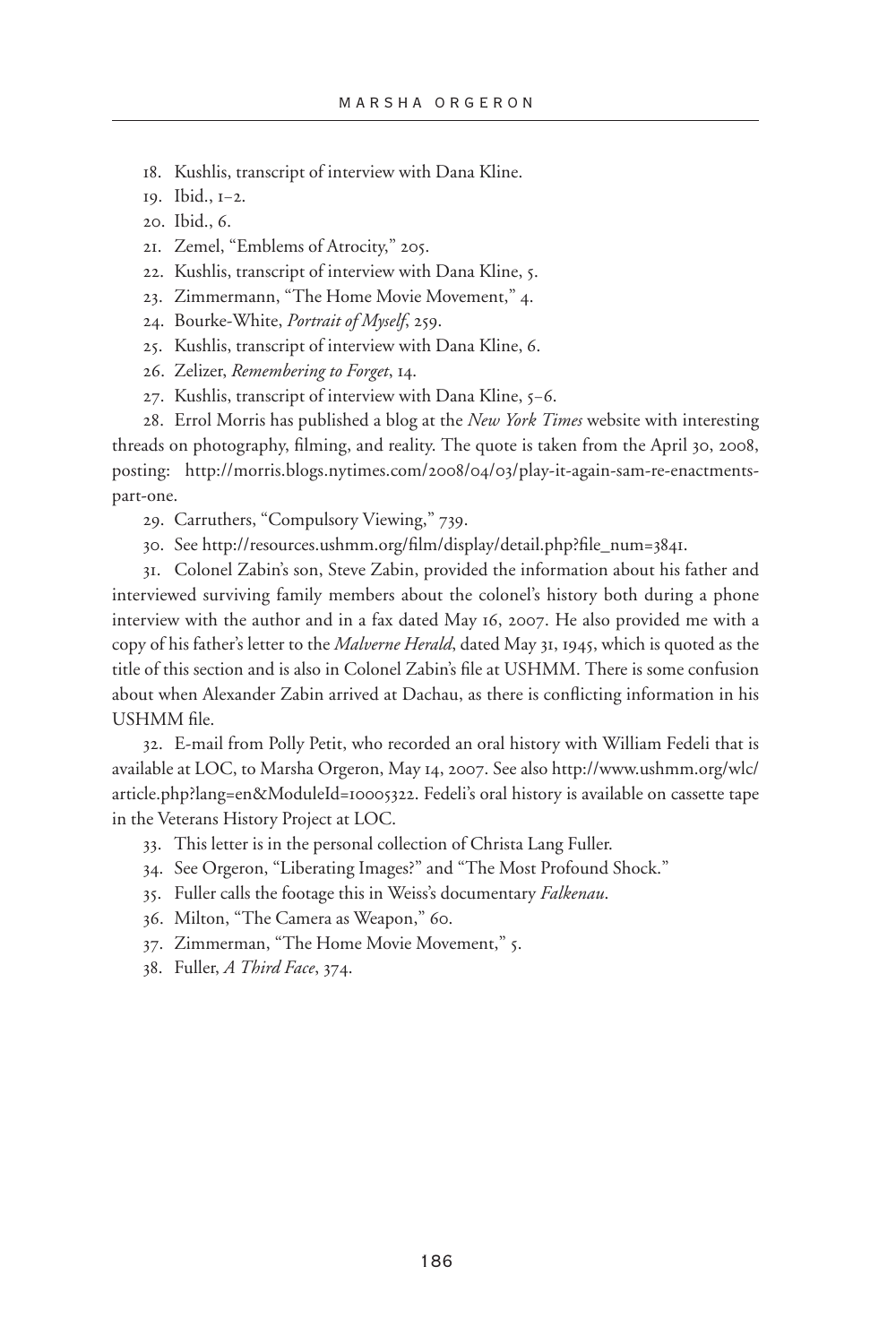18. Kushlis, transcript of interview with Dana Kline.

19. Ibid., 1–2.

20. Ibid., 6.

21. Zemel, "Emblems of Atrocity," 205.

22. Kushlis, transcript of interview with Dana Kline, 5.

23. Zimmermann, "The Home Movie Movement," 4.

24. Bourke-White, *Portrait of Myself*, 259.

25. Kushlis, transcript of interview with Dana Kline, 6.

26. Zelizer, *Remembering to Forget*, 14.

27. Kushlis, transcript of interview with Dana Kline, 5–6.

28. Errol Morris has published a blog at the *New York Times* website with interesting threads on photography, filming, and reality. The quote is taken from the April 30, 2008, posting: http://morris.blogs.nytimes.com/2008/04/03/play-it-again-sam-re-enactments-part-one.

29. Carruthers, "Compulsory Viewing," 739.

30. See http://resources.ushmm.org/film/display/detail.php?file_num=3841.

31. Colonel Zabin's son, Steve Zabin, provided the information about his father and interviewed surviving family members about the colonel's history both during a phone interview with the author and in a fax dated May 16, 2007. He also provided me with a copy of his father's letter to the *Malverne Herald*, dated May 31, 1945, which is quoted as the title of this section and is also in Colonel Zabin's file at USHMM. There is some confusion about when Alexander Zabin arrived at Dachau, as there is conflicting information in his USHMM file.

32. E-mail from Polly Petit, who recorded an oral history with William Fedeli that is available at LOC, to Marsha Orgeron, May 14, 2007. See also http://www.ushmm.org/wlc/article.php?lang=en&ModuleId=10005322. Fedeli's oral history is available on cassette tape in the Veterans History Project at LOC.

33. This letter is in the personal collection of Christa Lang Fuller.

34. See Orgeron, "Liberating Images?" and "The Most Profound Shock."

35. Fuller calls the footage this in Weiss's documentary *Falkenau*.

36. Milton, "The Camera as Weapon," 60.

37. Zimmerman, "The Home Movie Movement," 5.

38. Fuller, *A Third Face*, 374.